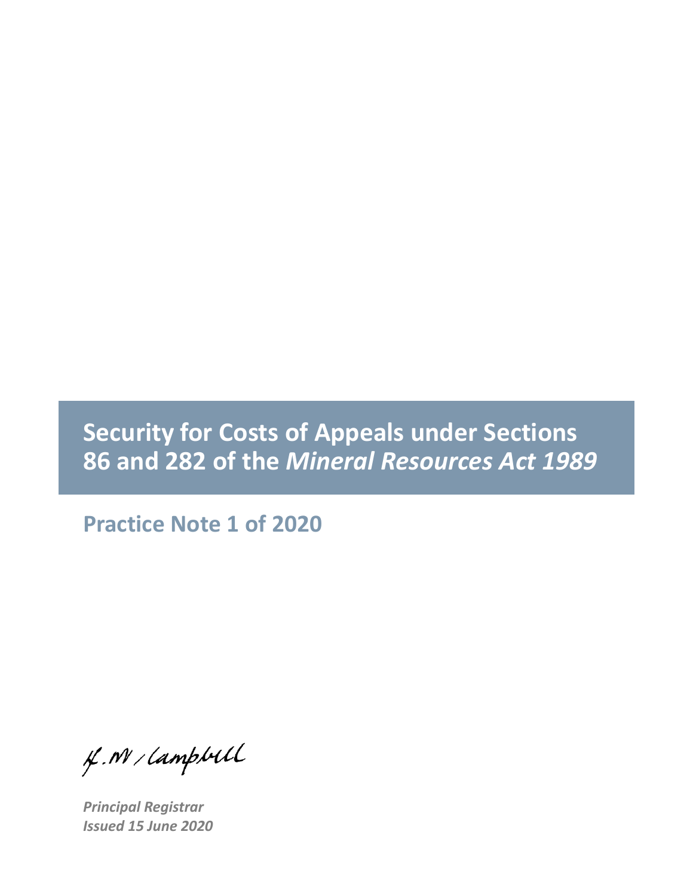# Security for Costs of Appeals under Sections 86 and 282 of the *Mineral Resources Act 1989*

## Practice Note 1 of 2020

H.M. Campbell

***Principal Registrar***
***Issued 15 June 2020***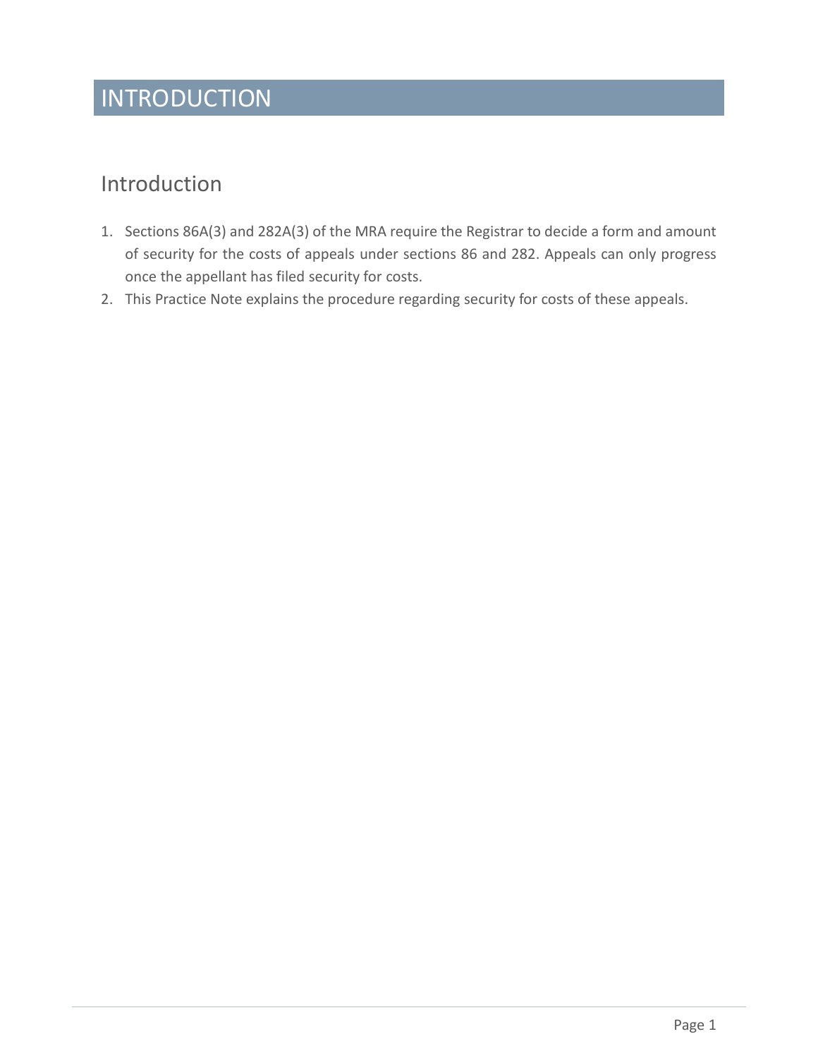# INTRODUCTION

## Introduction

1. Sections 86A(3) and 282A(3) of the MRA require the Registrar to decide a form and amount of security for the costs of appeals under sections 86 and 282. Appeals can only progress once the appellant has filed security for costs.
2. This Practice Note explains the procedure regarding security for costs of these appeals.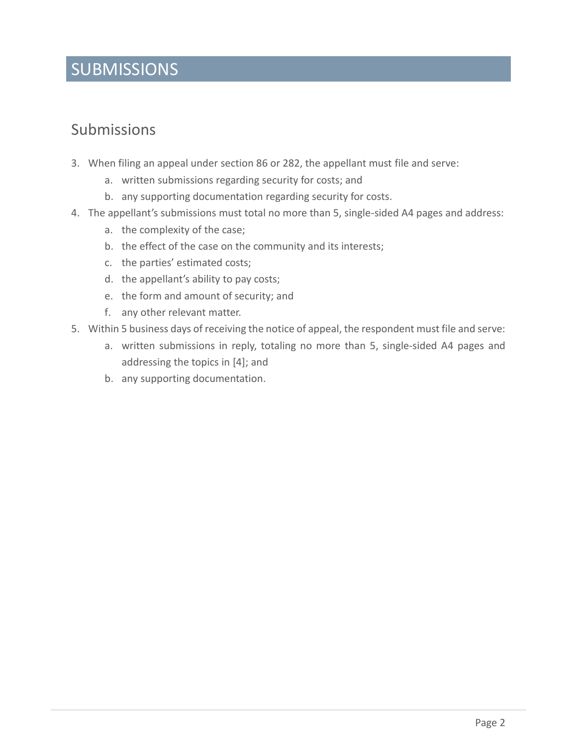# SUBMISSIONS

## Submissions

3. When filing an appeal under section 86 or 282, the appellant must file and serve:
    a. written submissions regarding security for costs; and
    b. any supporting documentation regarding security for costs.
4. The appellant's submissions must total no more than 5, single-sided A4 pages and address:
    a. the complexity of the case;
    b. the effect of the case on the community and its interests;
    c. the parties' estimated costs;
    d. the appellant's ability to pay costs;
    e. the form and amount of security; and
    f. any other relevant matter.
5. Within 5 business days of receiving the notice of appeal, the respondent must file and serve:
    a. written submissions in reply, totaling no more than 5, single-sided A4 pages and addressing the topics in [4]; and
    b. any supporting documentation.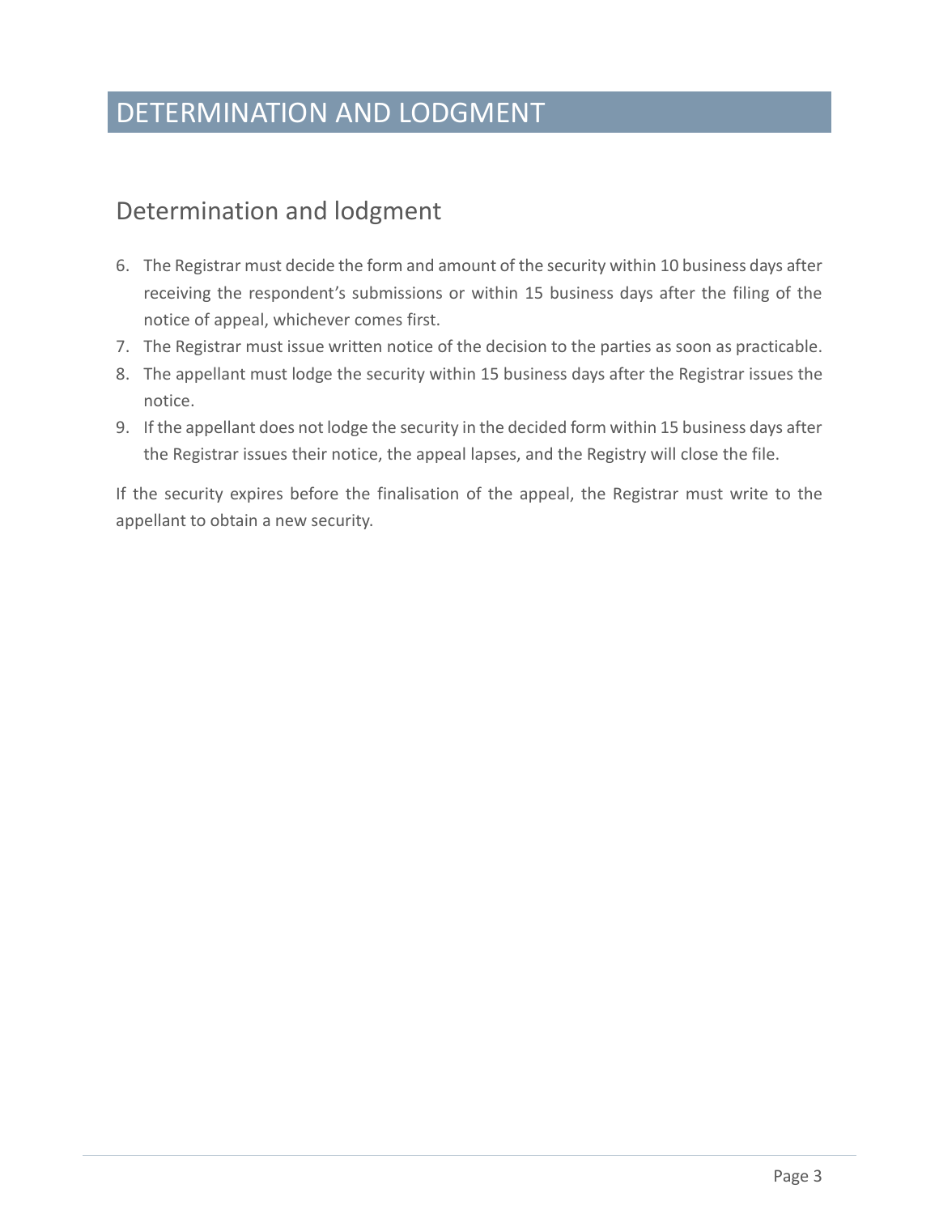# DETERMINATION AND LODGMENT

## Determination and lodgment

6. The Registrar must decide the form and amount of the security within 10 business days after receiving the respondent's submissions or within 15 business days after the filing of the notice of appeal, whichever comes first.
7. The Registrar must issue written notice of the decision to the parties as soon as practicable.
8. The appellant must lodge the security within 15 business days after the Registrar issues the notice.
9. If the appellant does not lodge the security in the decided form within 15 business days after the Registrar issues their notice, the appeal lapses, and the Registry will close the file.

If the security expires before the finalisation of the appeal, the Registrar must write to the appellant to obtain a new security.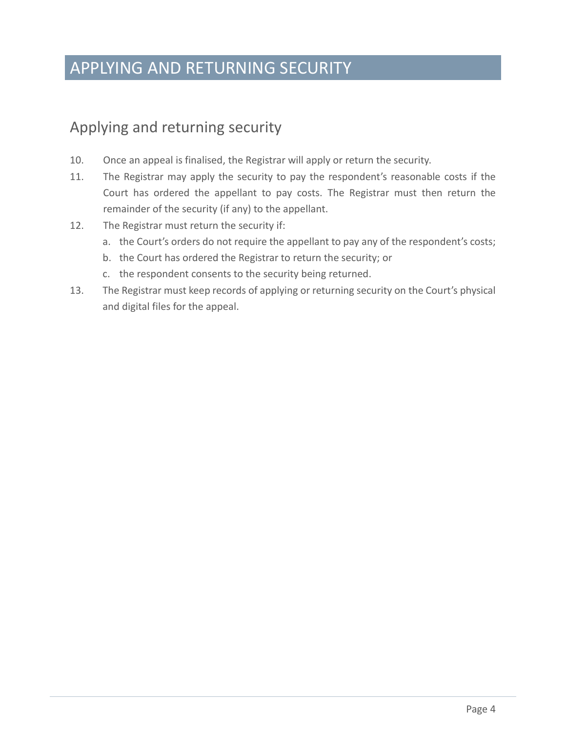# APPLYING AND RETURNING SECURITY

## Applying and returning security

10. Once an appeal is finalised, the Registrar will apply or return the security.
11. The Registrar may apply the security to pay the respondent's reasonable costs if the Court has ordered the appellant to pay costs. The Registrar must then return the remainder of the security (if any) to the appellant.
12. The Registrar must return the security if:
    a. the Court's orders do not require the appellant to pay any of the respondent's costs;
    b. the Court has ordered the Registrar to return the security; or
    c. the respondent consents to the security being returned.
13. The Registrar must keep records of applying or returning security on the Court's physical and digital files for the appeal.